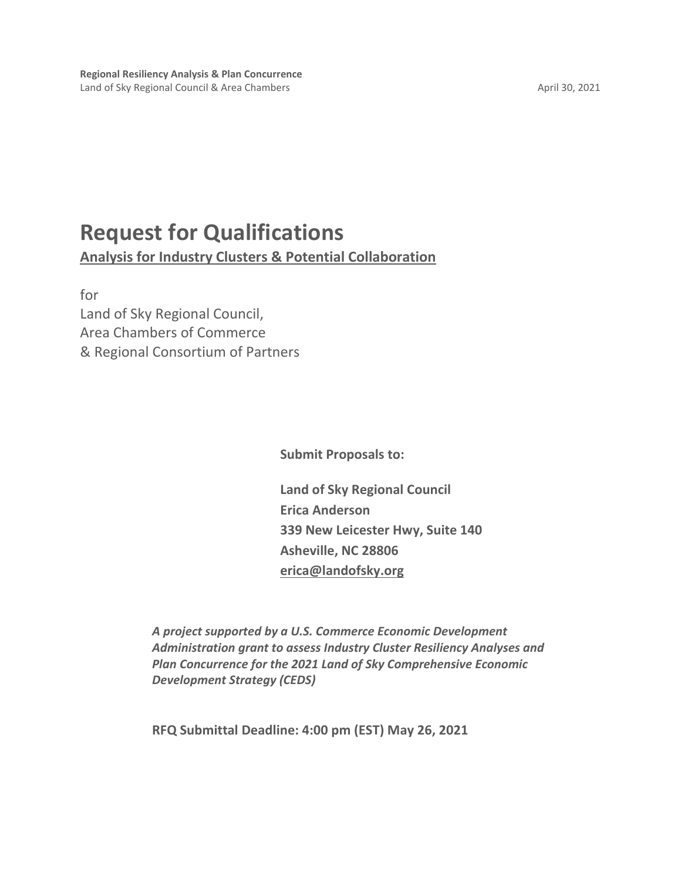**Regional Resiliency Analysis & Plan Concurrence**
Land of Sky Regional Council & Area Chambers

April 30, 2021

# Request for Qualifications

## Analysis for Industry Clusters & Potential Collaboration

for
Land of Sky Regional Council,
Area Chambers of Commerce
& Regional Consortium of Partners

**Submit Proposals to:**

**Land of Sky Regional Council**
**Erica Anderson**
**339 New Leicester Hwy, Suite 140**
**Asheville, NC 28806**
**erica@landofsky.org**

***A project supported by a U.S. Commerce Economic Development Administration grant to assess Industry Cluster Resiliency Analyses and Plan Concurrence for the 2021 Land of Sky Comprehensive Economic Development Strategy (CEDS)***

**RFQ Submittal Deadline: 4:00 pm (EST) May 26, 2021**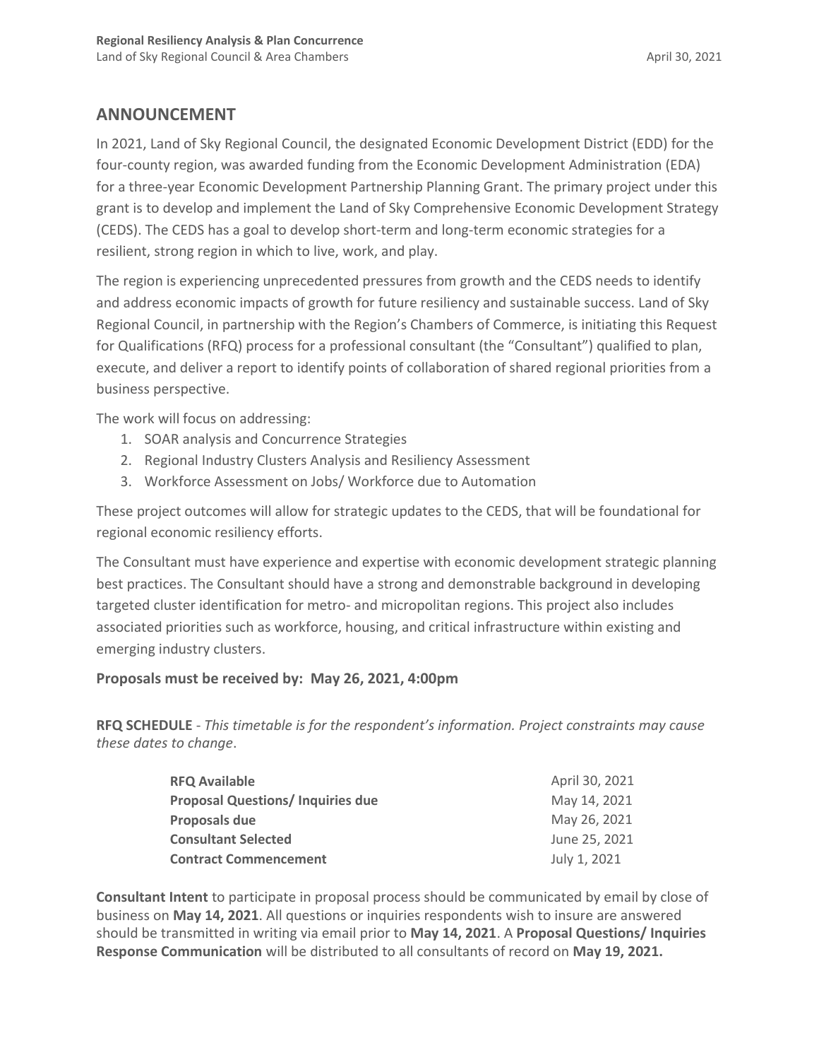## ANNOUNCEMENT

In 2021, Land of Sky Regional Council, the designated Economic Development District (EDD) for the four-county region, was awarded funding from the Economic Development Administration (EDA) for a three-year Economic Development Partnership Planning Grant. The primary project under this grant is to develop and implement the Land of Sky Comprehensive Economic Development Strategy (CEDS). The CEDS has a goal to develop short-term and long-term economic strategies for a resilient, strong region in which to live, work, and play.

The region is experiencing unprecedented pressures from growth and the CEDS needs to identify and address economic impacts of growth for future resiliency and sustainable success. Land of Sky Regional Council, in partnership with the Region's Chambers of Commerce, is initiating this Request for Qualifications (RFQ) process for a professional consultant (the "Consultant") qualified to plan, execute, and deliver a report to identify points of collaboration of shared regional priorities from a business perspective.

The work will focus on addressing:

1. SOAR analysis and Concurrence Strategies
2. Regional Industry Clusters Analysis and Resiliency Assessment
3. Workforce Assessment on Jobs/ Workforce due to Automation

These project outcomes will allow for strategic updates to the CEDS, that will be foundational for regional economic resiliency efforts.

The Consultant must have experience and expertise with economic development strategic planning best practices. The Consultant should have a strong and demonstrable background in developing targeted cluster identification for metro- and micropolitan regions. This project also includes associated priorities such as workforce, housing, and critical infrastructure within existing and emerging industry clusters.

**Proposals must be received by: May 26, 2021, 4:00pm**

**RFQ SCHEDULE** - *This timetable is for the respondent's information. Project constraints may cause these dates to change*.

| | |
|---|---|
| **RFQ Available** | April 30, 2021 |
| **Proposal Questions/ Inquiries due** | May 14, 2021 |
| **Proposals due** | May 26, 2021 |
| **Consultant Selected** | June 25, 2021 |
| **Contract Commencement** | July 1, 2021 |

**Consultant Intent** to participate in proposal process should be communicated by email by close of business on **May 14, 2021**. All questions or inquiries respondents wish to insure are answered should be transmitted in writing via email prior to **May 14, 2021**. A **Proposal Questions/ Inquiries Response Communication** will be distributed to all consultants of record on **May 19, 2021.**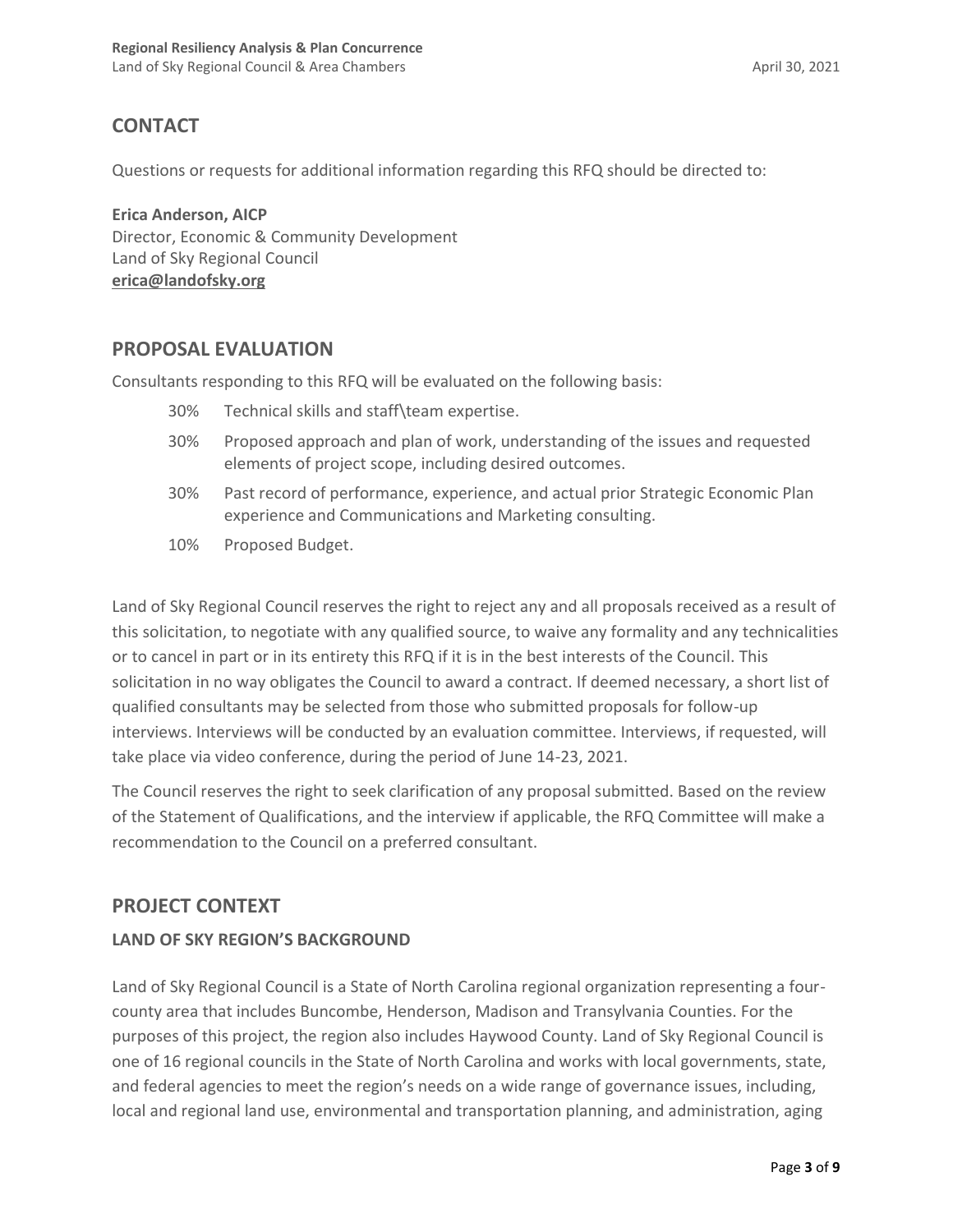## CONTACT

Questions or requests for additional information regarding this RFQ should be directed to:

**Erica Anderson, AICP**
Director, Economic & Community Development
Land of Sky Regional Council
**erica@landofsky.org**

## PROPOSAL EVALUATION

Consultants responding to this RFQ will be evaluated on the following basis:

- 30% Technical skills and staff\team expertise.
- 30% Proposed approach and plan of work, understanding of the issues and requested elements of project scope, including desired outcomes.
- 30% Past record of performance, experience, and actual prior Strategic Economic Plan experience and Communications and Marketing consulting.
- 10% Proposed Budget.

Land of Sky Regional Council reserves the right to reject any and all proposals received as a result of this solicitation, to negotiate with any qualified source, to waive any formality and any technicalities or to cancel in part or in its entirety this RFQ if it is in the best interests of the Council. This solicitation in no way obligates the Council to award a contract. If deemed necessary, a short list of qualified consultants may be selected from those who submitted proposals for follow-up interviews. Interviews will be conducted by an evaluation committee. Interviews, if requested, will take place via video conference, during the period of June 14-23, 2021.

The Council reserves the right to seek clarification of any proposal submitted. Based on the review of the Statement of Qualifications, and the interview if applicable, the RFQ Committee will make a recommendation to the Council on a preferred consultant.

## PROJECT CONTEXT

### LAND OF SKY REGION'S BACKGROUND

Land of Sky Regional Council is a State of North Carolina regional organization representing a four-county area that includes Buncombe, Henderson, Madison and Transylvania Counties. For the purposes of this project, the region also includes Haywood County. Land of Sky Regional Council is one of 16 regional councils in the State of North Carolina and works with local governments, state, and federal agencies to meet the region's needs on a wide range of governance issues, including, local and regional land use, environmental and transportation planning, and administration, aging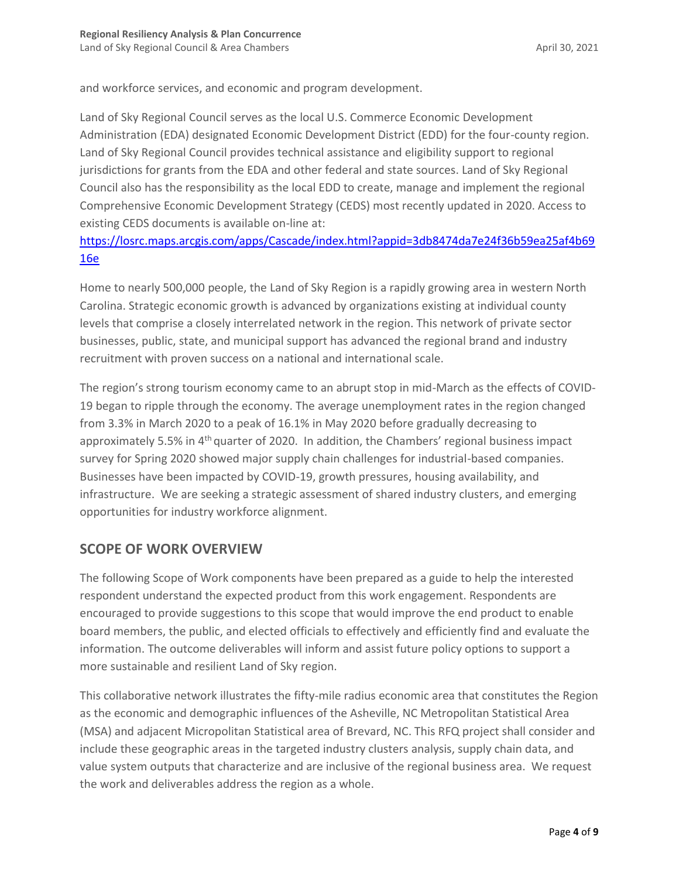and workforce services, and economic and program development.

Land of Sky Regional Council serves as the local U.S. Commerce Economic Development Administration (EDA) designated Economic Development District (EDD) for the four-county region. Land of Sky Regional Council provides technical assistance and eligibility support to regional jurisdictions for grants from the EDA and other federal and state sources. Land of Sky Regional Council also has the responsibility as the local EDD to create, manage and implement the regional Comprehensive Economic Development Strategy (CEDS) most recently updated in 2020. Access to existing CEDS documents is available on-line at: [https://losrc.maps.arcgis.com/apps/Cascade/index.html?appid=3db8474da7e24f36b59ea25af4b6916e](https://losrc.maps.arcgis.com/apps/Cascade/index.html?appid=3db8474da7e24f36b59ea25af4b6916e)

Home to nearly 500,000 people, the Land of Sky Region is a rapidly growing area in western North Carolina. Strategic economic growth is advanced by organizations existing at individual county levels that comprise a closely interrelated network in the region. This network of private sector businesses, public, state, and municipal support has advanced the regional brand and industry recruitment with proven success on a national and international scale.

The region's strong tourism economy came to an abrupt stop in mid-March as the effects of COVID-19 began to ripple through the economy. The average unemployment rates in the region changed from 3.3% in March 2020 to a peak of 16.1% in May 2020 before gradually decreasing to approximately 5.5% in 4th quarter of 2020. In addition, the Chambers' regional business impact survey for Spring 2020 showed major supply chain challenges for industrial-based companies. Businesses have been impacted by COVID-19, growth pressures, housing availability, and infrastructure. We are seeking a strategic assessment of shared industry clusters, and emerging opportunities for industry workforce alignment.

## SCOPE OF WORK OVERVIEW

The following Scope of Work components have been prepared as a guide to help the interested respondent understand the expected product from this work engagement. Respondents are encouraged to provide suggestions to this scope that would improve the end product to enable board members, the public, and elected officials to effectively and efficiently find and evaluate the information. The outcome deliverables will inform and assist future policy options to support a more sustainable and resilient Land of Sky region.

This collaborative network illustrates the fifty-mile radius economic area that constitutes the Region as the economic and demographic influences of the Asheville, NC Metropolitan Statistical Area (MSA) and adjacent Micropolitan Statistical area of Brevard, NC. This RFQ project shall consider and include these geographic areas in the targeted industry clusters analysis, supply chain data, and value system outputs that characterize and are inclusive of the regional business area. We request the work and deliverables address the region as a whole.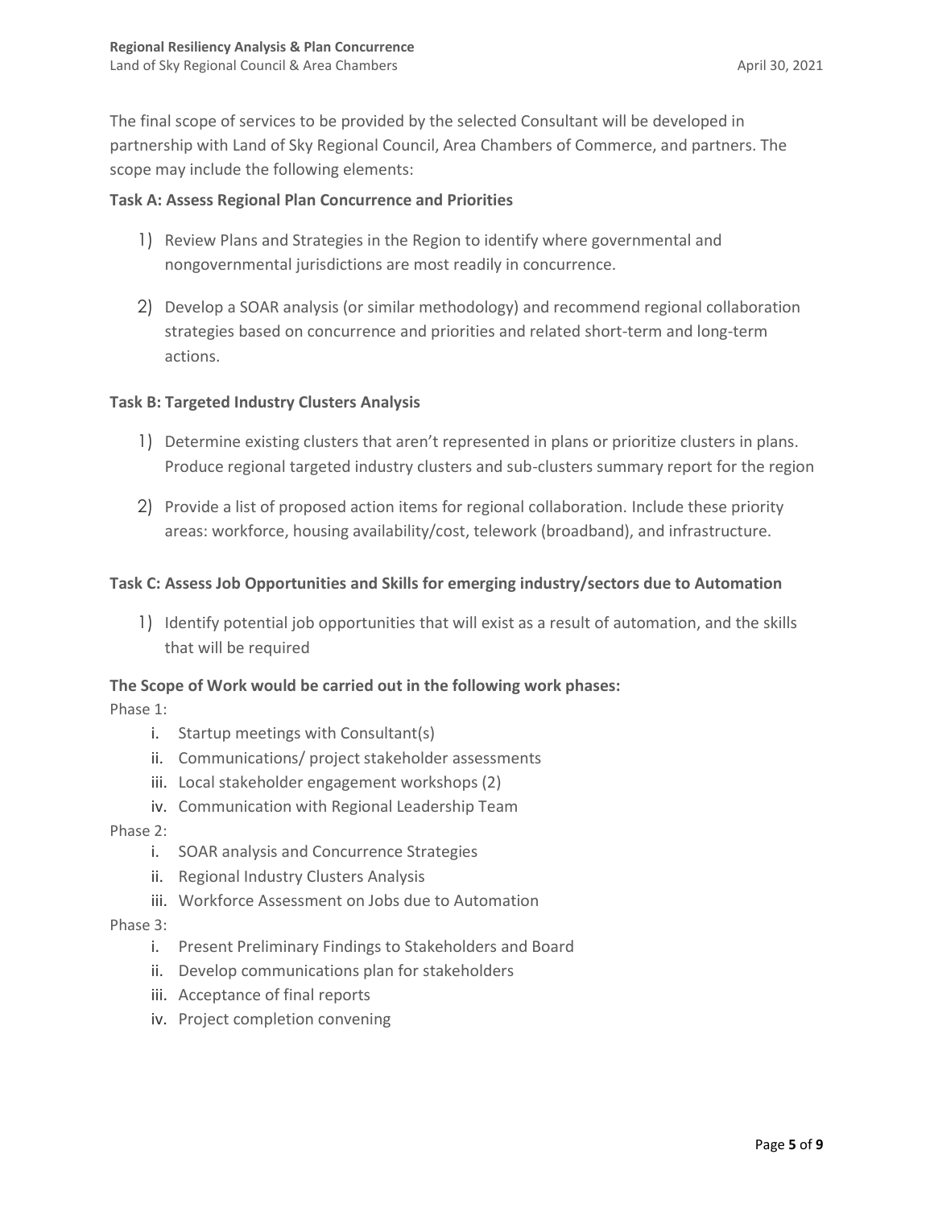The final scope of services to be provided by the selected Consultant will be developed in partnership with Land of Sky Regional Council, Area Chambers of Commerce, and partners. The scope may include the following elements:

**Task A: Assess Regional Plan Concurrence and Priorities**

1) Review Plans and Strategies in the Region to identify where governmental and nongovernmental jurisdictions are most readily in concurrence.
2) Develop a SOAR analysis (or similar methodology) and recommend regional collaboration strategies based on concurrence and priorities and related short-term and long-term actions.

**Task B: Targeted Industry Clusters Analysis**

1) Determine existing clusters that aren't represented in plans or prioritize clusters in plans. Produce regional targeted industry clusters and sub-clusters summary report for the region
2) Provide a list of proposed action items for regional collaboration. Include these priority areas: workforce, housing availability/cost, telework (broadband), and infrastructure.

**Task C: Assess Job Opportunities and Skills for emerging industry/sectors due to Automation**

1) Identify potential job opportunities that will exist as a result of automation, and the skills that will be required

**The Scope of Work would be carried out in the following work phases:**

Phase 1:

i. Startup meetings with Consultant(s)
ii. Communications/ project stakeholder assessments
iii. Local stakeholder engagement workshops (2)
iv. Communication with Regional Leadership Team

Phase 2:

i. SOAR analysis and Concurrence Strategies
ii. Regional Industry Clusters Analysis
iii. Workforce Assessment on Jobs due to Automation

Phase 3:

i. Present Preliminary Findings to Stakeholders and Board
ii. Develop communications plan for stakeholders
iii. Acceptance of final reports
iv. Project completion convening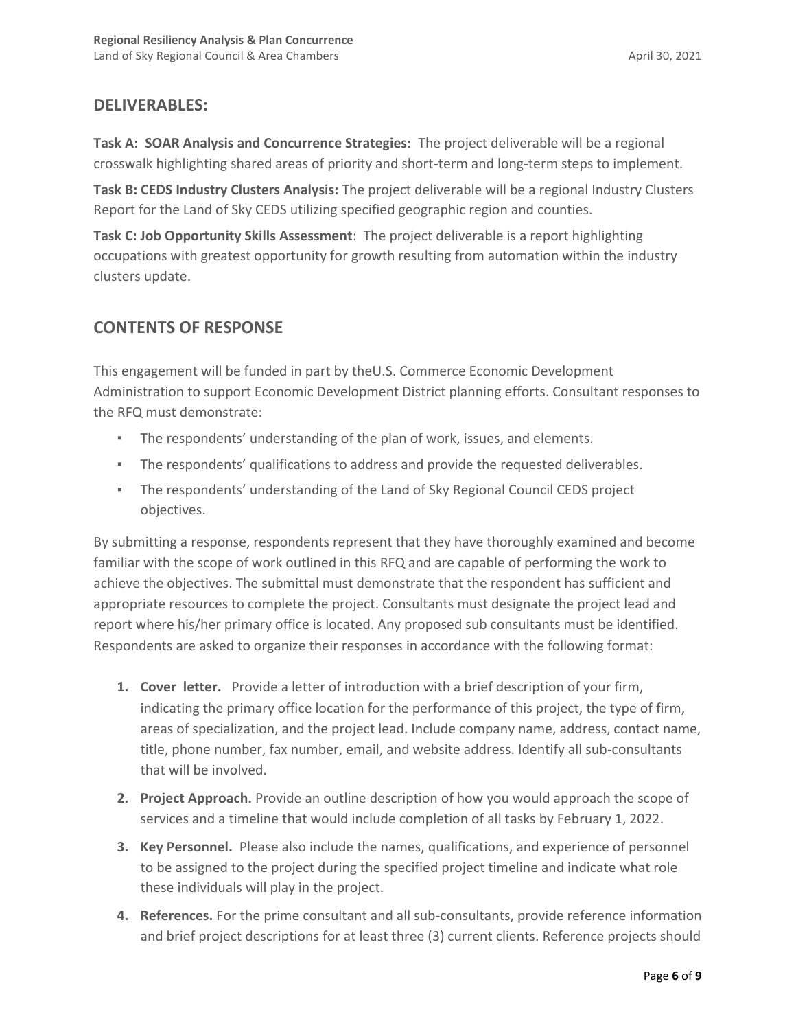## DELIVERABLES:

**Task A: SOAR Analysis and Concurrence Strategies:** The project deliverable will be a regional crosswalk highlighting shared areas of priority and short-term and long-term steps to implement.

**Task B: CEDS Industry Clusters Analysis:** The project deliverable will be a regional Industry Clusters Report for the Land of Sky CEDS utilizing specified geographic region and counties.

**Task C: Job Opportunity Skills Assessment**: The project deliverable is a report highlighting occupations with greatest opportunity for growth resulting from automation within the industry clusters update.

## CONTENTS OF RESPONSE

This engagement will be funded in part by theU.S. Commerce Economic Development Administration to support Economic Development District planning efforts. Consultant responses to the RFQ must demonstrate:

- The respondents' understanding of the plan of work, issues, and elements.
- The respondents' qualifications to address and provide the requested deliverables.
- The respondents' understanding of the Land of Sky Regional Council CEDS project objectives.

By submitting a response, respondents represent that they have thoroughly examined and become familiar with the scope of work outlined in this RFQ and are capable of performing the work to achieve the objectives. The submittal must demonstrate that the respondent has sufficient and appropriate resources to complete the project. Consultants must designate the project lead and report where his/her primary office is located. Any proposed sub consultants must be identified. Respondents are asked to organize their responses in accordance with the following format:

1. **Cover letter.** Provide a letter of introduction with a brief description of your firm, indicating the primary office location for the performance of this project, the type of firm, areas of specialization, and the project lead. Include company name, address, contact name, title, phone number, fax number, email, and website address. Identify all sub-consultants that will be involved.
2. **Project Approach.** Provide an outline description of how you would approach the scope of services and a timeline that would include completion of all tasks by February 1, 2022.
3. **Key Personnel.** Please also include the names, qualifications, and experience of personnel to be assigned to the project during the specified project timeline and indicate what role these individuals will play in the project.
4. **References.** For the prime consultant and all sub-consultants, provide reference information and brief project descriptions for at least three (3) current clients. Reference projects should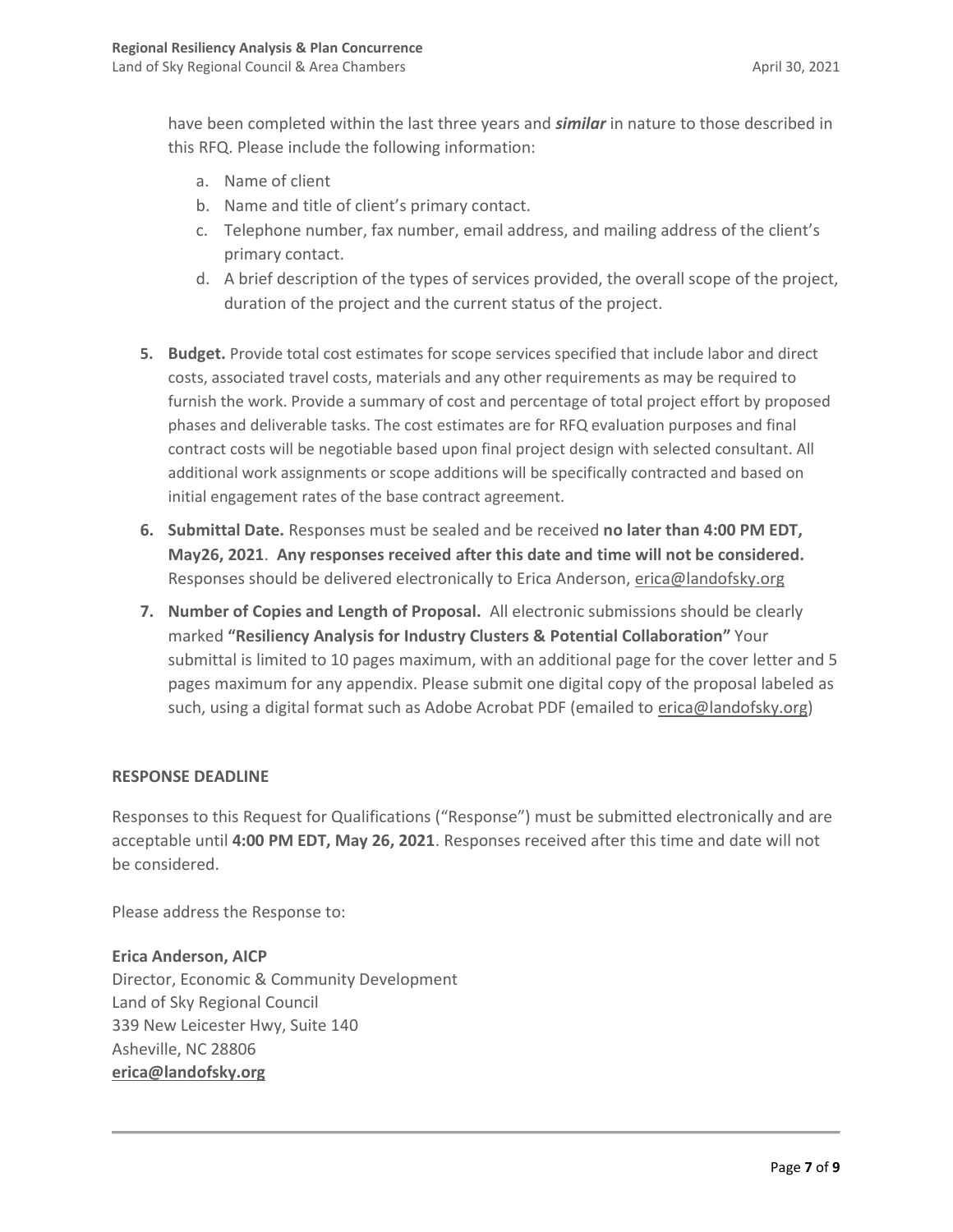have been completed within the last three years and ***similar*** in nature to those described in this RFQ. Please include the following information:

   a. Name of client
   b. Name and title of client's primary contact.
   c. Telephone number, fax number, email address, and mailing address of the client's primary contact.
   d. A brief description of the types of services provided, the overall scope of the project, duration of the project and the current status of the project.

5. **Budget.** Provide total cost estimates for scope services specified that include labor and direct costs, associated travel costs, materials and any other requirements as may be required to furnish the work. Provide a summary of cost and percentage of total project effort by proposed phases and deliverable tasks. The cost estimates are for RFQ evaluation purposes and final contract costs will be negotiable based upon final project design with selected consultant. All additional work assignments or scope additions will be specifically contracted and based on initial engagement rates of the base contract agreement.

6. **Submittal Date.** Responses must be sealed and be received **no later than 4:00 PM EDT, May26, 2021**. **Any responses received after this date and time will not be considered.** Responses should be delivered electronically to Erica Anderson, erica@landofsky.org

7. **Number of Copies and Length of Proposal.** All electronic submissions should be clearly marked **"Resiliency Analysis for Industry Clusters & Potential Collaboration"** Your submittal is limited to 10 pages maximum, with an additional page for the cover letter and 5 pages maximum for any appendix. Please submit one digital copy of the proposal labeled as such, using a digital format such as Adobe Acrobat PDF (emailed to erica@landofsky.org)

## RESPONSE DEADLINE

Responses to this Request for Qualifications ("Response") must be submitted electronically and are acceptable until **4:00 PM EDT, May 26, 2021**. Responses received after this time and date will not be considered.

Please address the Response to:

**Erica Anderson, AICP**
Director, Economic & Community Development
Land of Sky Regional Council
339 New Leicester Hwy, Suite 140
Asheville, NC 28806
**erica@landofsky.org**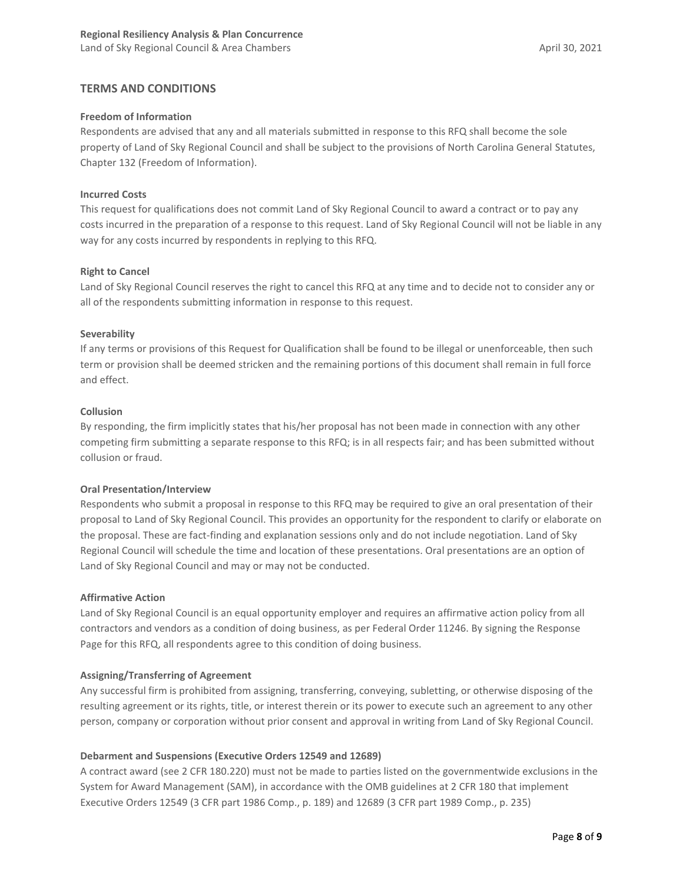## TERMS AND CONDITIONS

**Freedom of Information**

Respondents are advised that any and all materials submitted in response to this RFQ shall become the sole property of Land of Sky Regional Council and shall be subject to the provisions of North Carolina General Statutes, Chapter 132 (Freedom of Information).

**Incurred Costs**

This request for qualifications does not commit Land of Sky Regional Council to award a contract or to pay any costs incurred in the preparation of a response to this request. Land of Sky Regional Council will not be liable in any way for any costs incurred by respondents in replying to this RFQ.

**Right to Cancel**

Land of Sky Regional Council reserves the right to cancel this RFQ at any time and to decide not to consider any or all of the respondents submitting information in response to this request.

**Severability**

If any terms or provisions of this Request for Qualification shall be found to be illegal or unenforceable, then such term or provision shall be deemed stricken and the remaining portions of this document shall remain in full force and effect.

**Collusion**

By responding, the firm implicitly states that his/her proposal has not been made in connection with any other competing firm submitting a separate response to this RFQ; is in all respects fair; and has been submitted without collusion or fraud.

**Oral Presentation/Interview**

Respondents who submit a proposal in response to this RFQ may be required to give an oral presentation of their proposal to Land of Sky Regional Council. This provides an opportunity for the respondent to clarify or elaborate on the proposal. These are fact-finding and explanation sessions only and do not include negotiation. Land of Sky Regional Council will schedule the time and location of these presentations. Oral presentations are an option of Land of Sky Regional Council and may or may not be conducted.

**Affirmative Action**

Land of Sky Regional Council is an equal opportunity employer and requires an affirmative action policy from all contractors and vendors as a condition of doing business, as per Federal Order 11246. By signing the Response Page for this RFQ, all respondents agree to this condition of doing business.

**Assigning/Transferring of Agreement**

Any successful firm is prohibited from assigning, transferring, conveying, subletting, or otherwise disposing of the resulting agreement or its rights, title, or interest therein or its power to execute such an agreement to any other person, company or corporation without prior consent and approval in writing from Land of Sky Regional Council.

**Debarment and Suspensions (Executive Orders 12549 and 12689)**

A contract award (see 2 CFR 180.220) must not be made to parties listed on the governmentwide exclusions in the System for Award Management (SAM), in accordance with the OMB guidelines at 2 CFR 180 that implement Executive Orders 12549 (3 CFR part 1986 Comp., p. 189) and 12689 (3 CFR part 1989 Comp., p. 235)